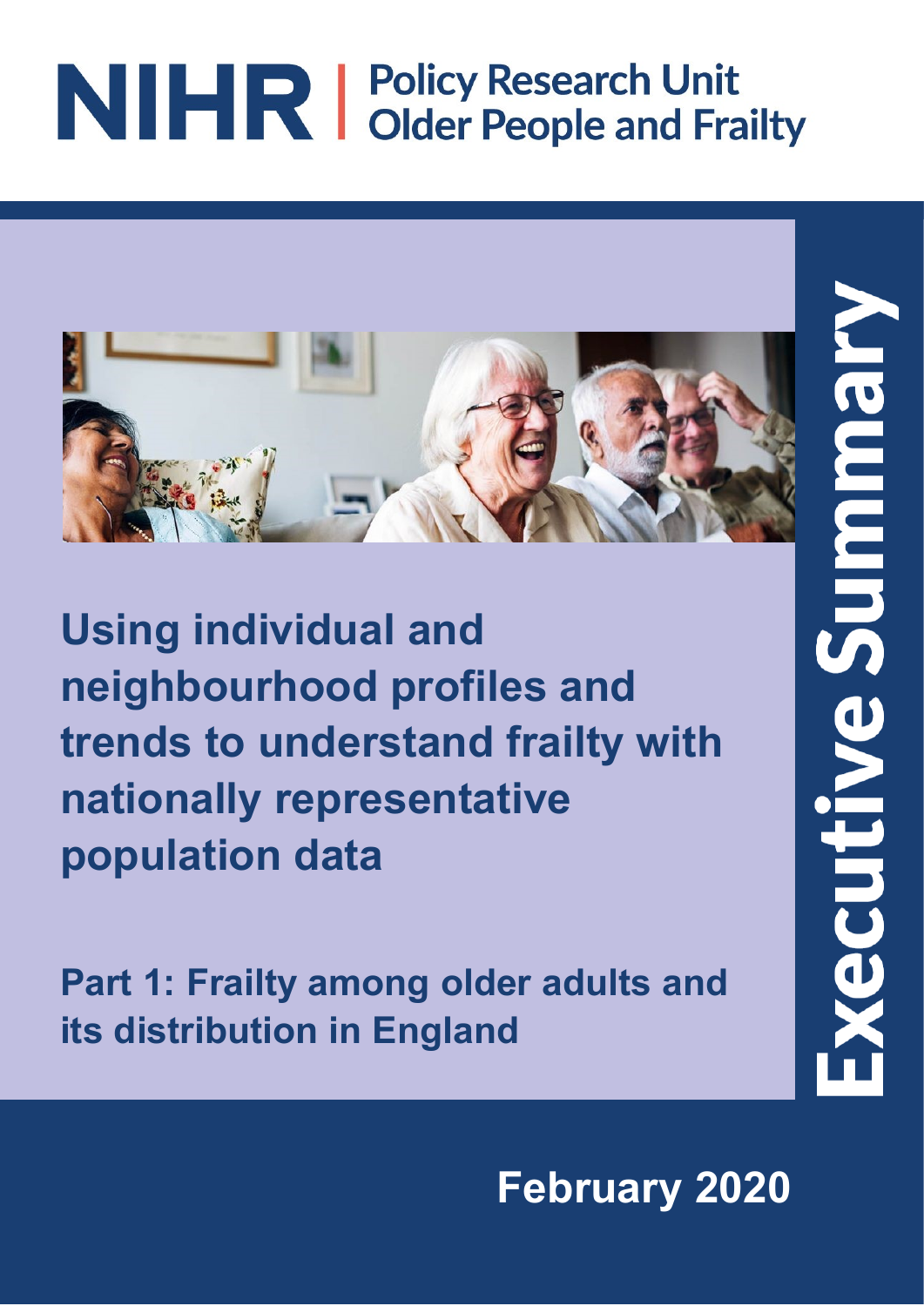NIHR | Policy Research Unit Older People and Frailty

# Using individual and neighbourhood profiles and trends to understand frailty with nationally representative population data

## Part 1: Frailty among older adults and its distribution in England

Executive Summary

February 2020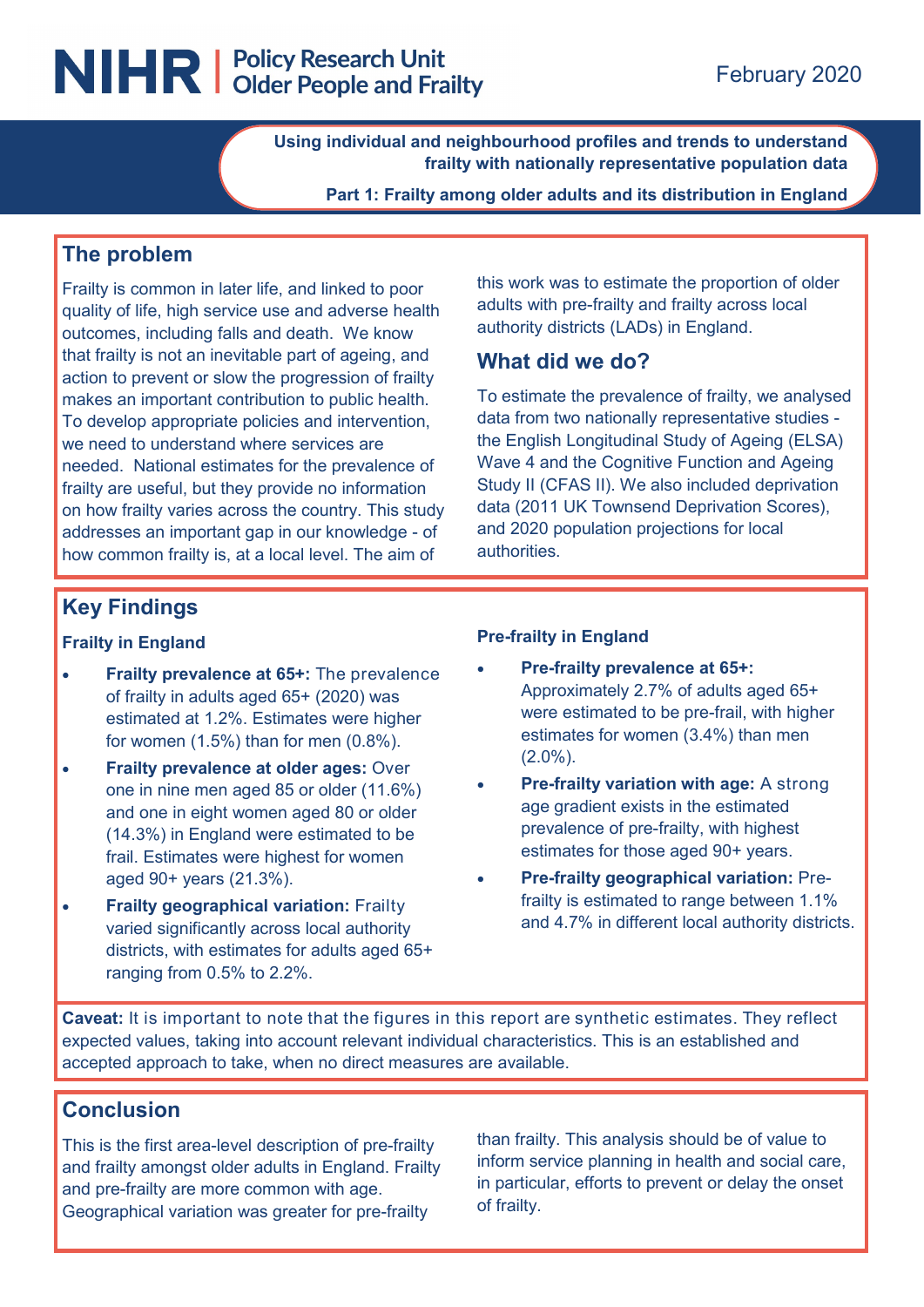NIHR | Policy Research Unit Older People and Frailty

February 2020

**Using individual and neighbourhood profiles and trends to understand frailty with nationally representative population data**

**Part 1: Frailty among older adults and its distribution in England**

## The problem

Frailty is common in later life, and linked to poor quality of life, high service use and adverse health outcomes, including falls and death. We know that frailty is not an inevitable part of ageing, and action to prevent or slow the progression of frailty makes an important contribution to public health. To develop appropriate policies and intervention, we need to understand where services are needed. National estimates for the prevalence of frailty are useful, but they provide no information on how frailty varies across the country. This study addresses an important gap in our knowledge - of how common frailty is, at a local level. The aim of this work was to estimate the proportion of older adults with pre-frailty and frailty across local authority districts (LADs) in England.

## What did we do?

To estimate the prevalence of frailty, we analysed data from two nationally representative studies - the English Longitudinal Study of Ageing (ELSA) Wave 4 and the Cognitive Function and Ageing Study II (CFAS II). We also included deprivation data (2011 UK Townsend Deprivation Scores), and 2020 population projections for local authorities.

## Key Findings

### Frailty in England

- **Frailty prevalence at 65+:** The prevalence of frailty in adults aged 65+ (2020) was estimated at 1.2%. Estimates were higher for women (1.5%) than for men (0.8%).
- **Frailty prevalence at older ages:** Over one in nine men aged 85 or older (11.6%) and one in eight women aged 80 or older (14.3%) in England were estimated to be frail. Estimates were highest for women aged 90+ years (21.3%).
- **Frailty geographical variation:** Frailty varied significantly across local authority districts, with estimates for adults aged 65+ ranging from 0.5% to 2.2%.

### Pre-frailty in England

- **Pre-frailty prevalence at 65+:** Approximately 2.7% of adults aged 65+ were estimated to be pre-frail, with higher estimates for women (3.4%) than men (2.0%).
- **Pre-frailty variation with age:** A strong age gradient exists in the estimated prevalence of pre-frailty, with highest estimates for those aged 90+ years.
- **Pre-frailty geographical variation:** Pre-frailty is estimated to range between 1.1% and 4.7% in different local authority districts.

**Caveat:** It is important to note that the figures in this report are synthetic estimates. They reflect expected values, taking into account relevant individual characteristics. This is an established and accepted approach to take, when no direct measures are available.

## Conclusion

This is the first area-level description of pre-frailty and frailty amongst older adults in England. Frailty and pre-frailty are more common with age. Geographical variation was greater for pre-frailty than frailty. This analysis should be of value to inform service planning in health and social care, in particular, efforts to prevent or delay the onset of frailty.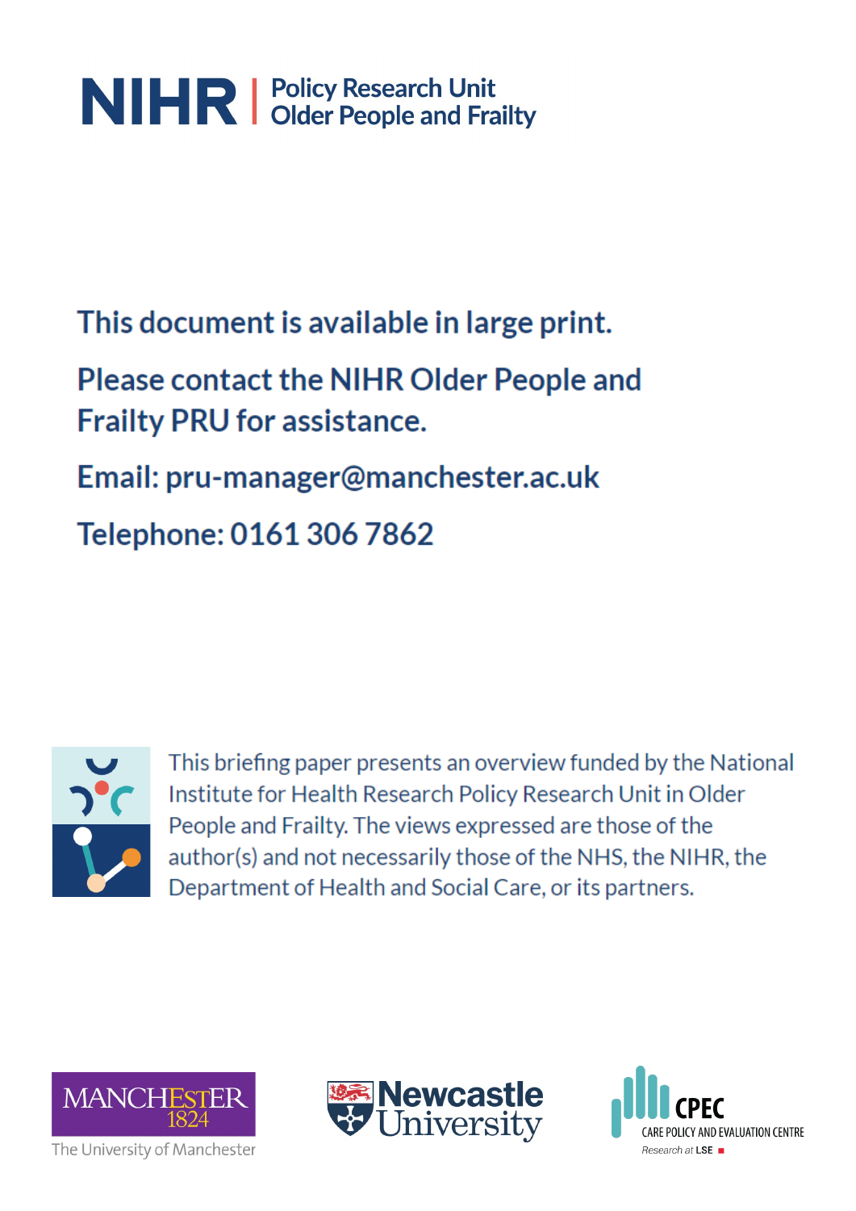NIHR | Policy Research Unit Older People and Frailty

**This document is available in large print.**

**Please contact the NIHR Older People and Frailty PRU for assistance.**

**Email: pru-manager@manchester.ac.uk**

**Telephone: 0161 306 7862**

This briefing paper presents an overview funded by the National Institute for Health Research Policy Research Unit in Older People and Frailty. The views expressed are those of the author(s) and not necessarily those of the NHS, the NIHR, the Department of Health and Social Care, or its partners.

MANCHESTER 1824 The University of Manchester

Newcastle University

CPEC CARE POLICY AND EVALUATION CENTRE Research at LSE